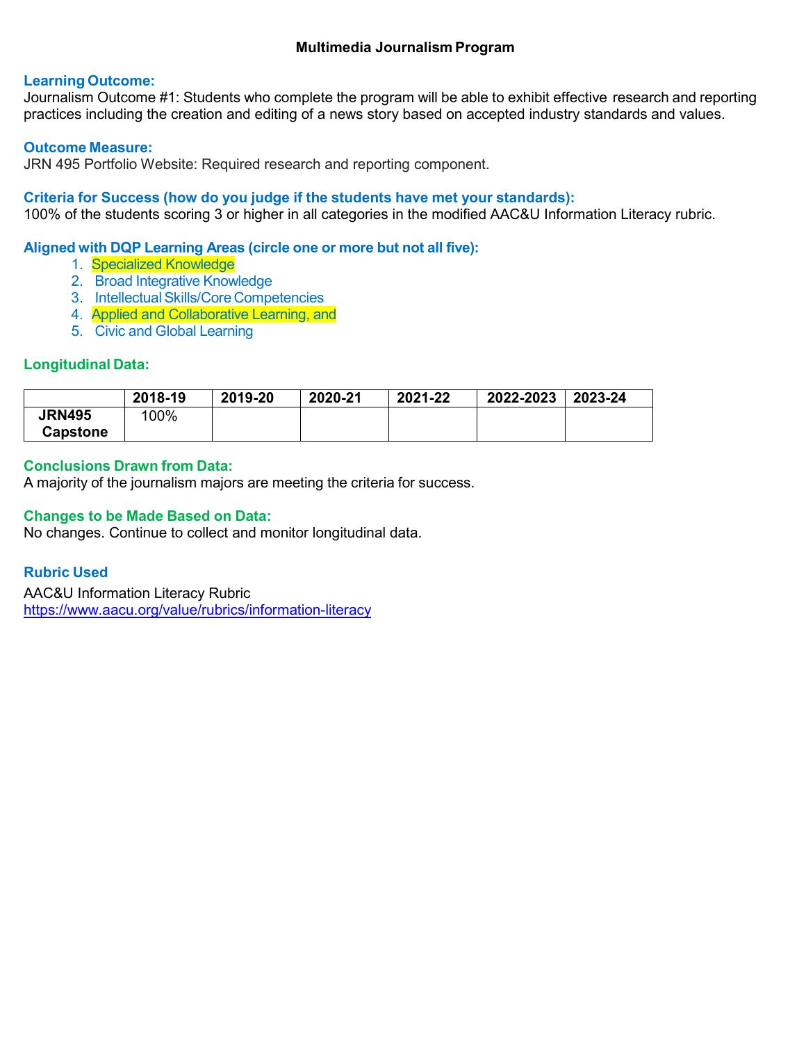# Multimedia Journalism Program

**Learning Outcome:**

Journalism Outcome #1: Students who complete the program will be able to exhibit effective research and reporting practices including the creation and editing of a news story based on accepted industry standards and values.

**Outcome Measure:**

JRN 495 Portfolio Website: Required research and reporting component.

**Criteria for Success (how do you judge if the students have met your standards):**

100% of the students scoring 3 or higher in all categories in the modified AAC&U Information Literacy rubric.

**Aligned with DQP Learning Areas (circle one or more but not all five):**

1. Specialized Knowledge
2. Broad Integrative Knowledge
3. Intellectual Skills/Core Competencies
4. Applied and Collaborative Learning, and
5. Civic and Global Learning

**Longitudinal Data:**

| | 2018-19 | 2019-20 | 2020-21 | 2021-22 | 2022-2023 | 2023-24 |
|---|---|---|---|---|---|---|
| **JRN495 Capstone** | 100% | | | | | |

**Conclusions Drawn from Data:**

A majority of the journalism majors are meeting the criteria for success.

**Changes to be Made Based on Data:**

No changes. Continue to collect and monitor longitudinal data.

**Rubric Used**

AAC&U Information Literacy Rubric
https://www.aacu.org/value/rubrics/information-literacy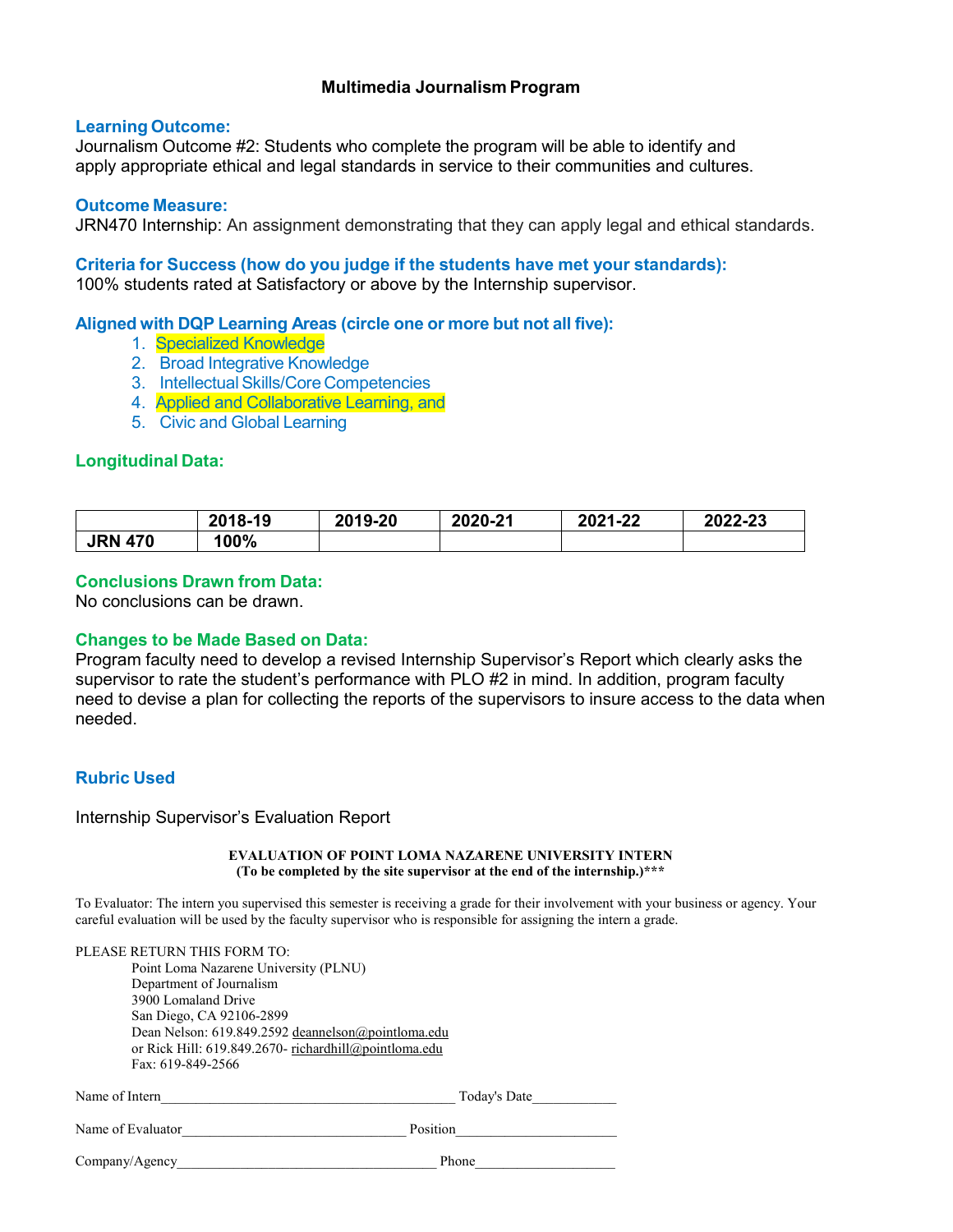# Multimedia Journalism Program

**Learning Outcome:**
Journalism Outcome #2: Students who complete the program will be able to identify and apply appropriate ethical and legal standards in service to their communities and cultures.

**Outcome Measure:**
JRN470 Internship: An assignment demonstrating that they can apply legal and ethical standards.

**Criteria for Success (how do you judge if the students have met your standards):**
100% students rated at Satisfactory or above by the Internship supervisor.

**Aligned with DQP Learning Areas (circle one or more but not all five):**

1. Specialized Knowledge
2. Broad Integrative Knowledge
3. Intellectual Skills/Core Competencies
4. Applied and Collaborative Learning, and
5. Civic and Global Learning

**Longitudinal Data:**

| | 2018-19 | 2019-20 | 2020-21 | 2021-22 | 2022-23 |
|---|---|---|---|---|---|
| JRN 470 | 100% | | | | |

**Conclusions Drawn from Data:**
No conclusions can be drawn.

**Changes to be Made Based on Data:**
Program faculty need to develop a revised Internship Supervisor's Report which clearly asks the supervisor to rate the student's performance with PLO #2 in mind. In addition, program faculty need to devise a plan for collecting the reports of the supervisors to insure access to the data when needed.

**Rubric Used**

Internship Supervisor's Evaluation Report

**EVALUATION OF POINT LOMA NAZARENE UNIVERSITY INTERN**
**(To be completed by the site supervisor at the end of the internship.)\*\*\***

To Evaluator: The intern you supervised this semester is receiving a grade for their involvement with your business or agency. Your careful evaluation will be used by the faculty supervisor who is responsible for assigning the intern a grade.

PLEASE RETURN THIS FORM TO:
Point Loma Nazarene University (PLNU)
Department of Journalism
3900 Lomaland Drive
San Diego, CA 92106-2899
Dean Nelson: 619.849.2592 deannelson@pointloma.edu
or Rick Hill: 619.849.2670- richardhill@pointloma.edu
Fax: 619-849-2566

Name of Intern_________________________________________ Today's Date____________

Name of Evaluator_______________________________ Position______________________

Company/Agency____________________________________ Phone___________________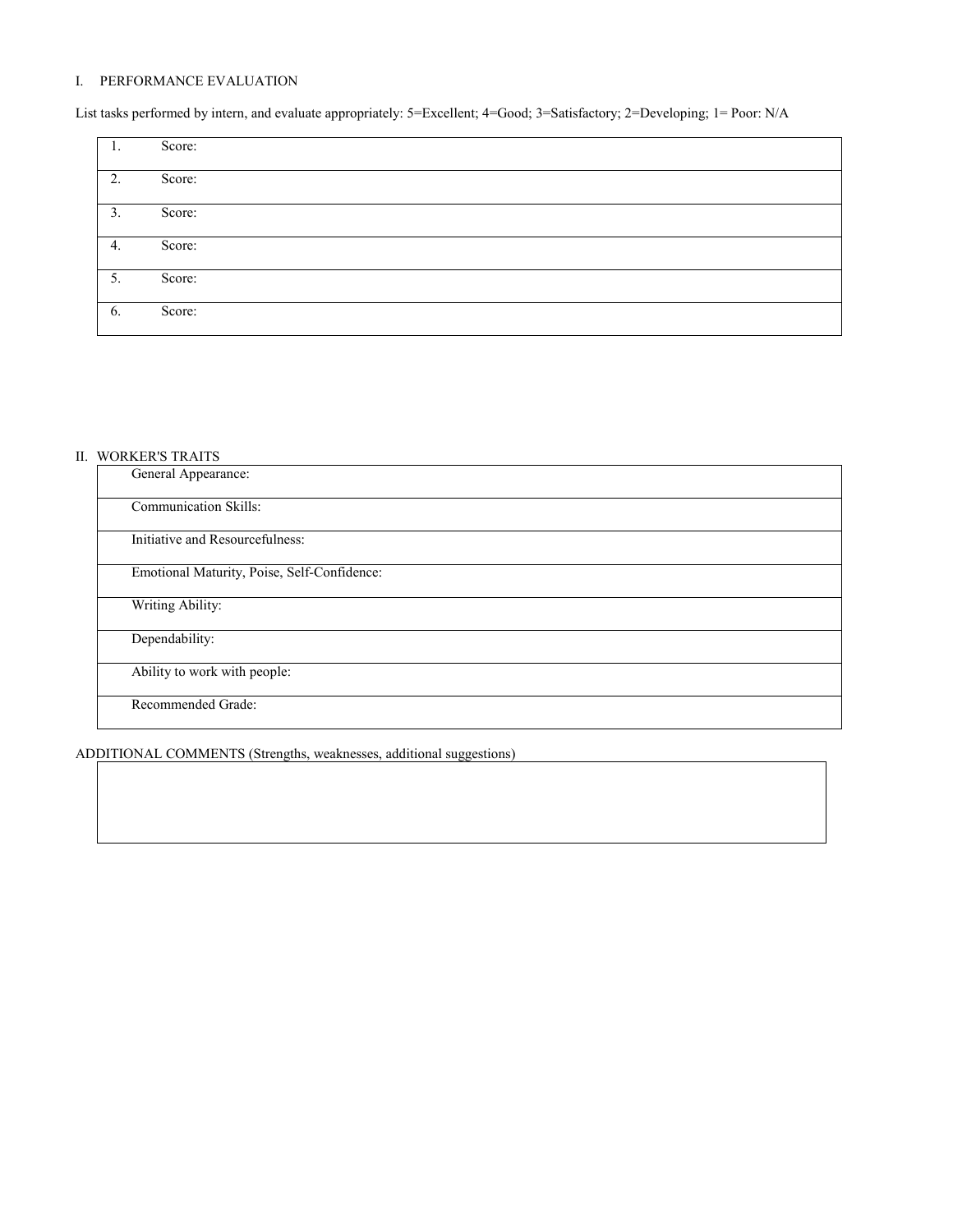## I. PERFORMANCE EVALUATION

List tasks performed by intern, and evaluate appropriately: 5=Excellent; 4=Good; 3=Satisfactory; 2=Developing; 1= Poor: N/A

| | |
|---|---|
| 1. | Score: |
| 2. | Score: |
| 3. | Score: |
| 4. | Score: |
| 5. | Score: |
| 6. | Score: |

## II. WORKER'S TRAITS

| |
|---|
| General Appearance: |
| Communication Skills: |
| Initiative and Resourcefulness: |
| Emotional Maturity, Poise, Self-Confidence: |
| Writing Ability: |
| Dependability: |
| Ability to work with people: |
| Recommended Grade: |

ADDITIONAL COMMENTS (Strengths, weaknesses, additional suggestions)

| |
|---|
| |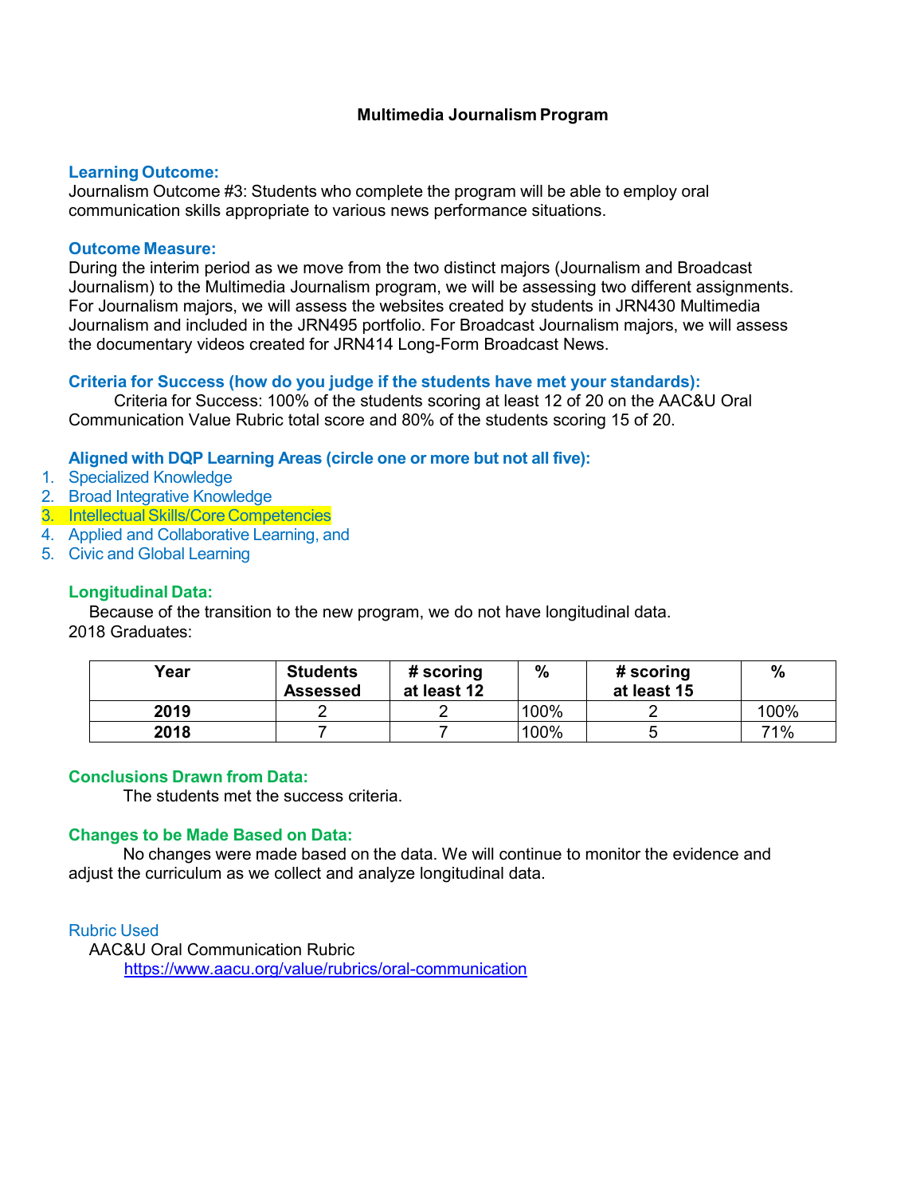# Multimedia Journalism Program

**Learning Outcome:**

Journalism Outcome #3: Students who complete the program will be able to employ oral communication skills appropriate to various news performance situations.

**Outcome Measure:**

During the interim period as we move from the two distinct majors (Journalism and Broadcast Journalism) to the Multimedia Journalism program, we will be assessing two different assignments. For Journalism majors, we will assess the websites created by students in JRN430 Multimedia Journalism and included in the JRN495 portfolio. For Broadcast Journalism majors, we will assess the documentary videos created for JRN414 Long-Form Broadcast News.

**Criteria for Success (how do you judge if the students have met your standards):**

Criteria for Success: 100% of the students scoring at least 12 of 20 on the AAC&U Oral Communication Value Rubric total score and 80% of the students scoring 15 of 20.

**Aligned with DQP Learning Areas (circle one or more but not all five):**

1. Specialized Knowledge
2. Broad Integrative Knowledge
3. Intellectual Skills/Core Competencies
4. Applied and Collaborative Learning, and
5. Civic and Global Learning

**Longitudinal Data:**

Because of the transition to the new program, we do not have longitudinal data.

2018 Graduates:

| Year | Students Assessed | # scoring at least 12 | % | # scoring at least 15 | % |
|---|---|---|---|---|---|
| **2019** | 2 | 2 | 100% | 2 | 100% |
| **2018** | 7 | 7 | 100% | 5 | 71% |

**Conclusions Drawn from Data:**

The students met the success criteria.

**Changes to be Made Based on Data:**

No changes were made based on the data. We will continue to monitor the evidence and adjust the curriculum as we collect and analyze longitudinal data.

Rubric Used

AAC&U Oral Communication Rubric

https://www.aacu.org/value/rubrics/oral-communication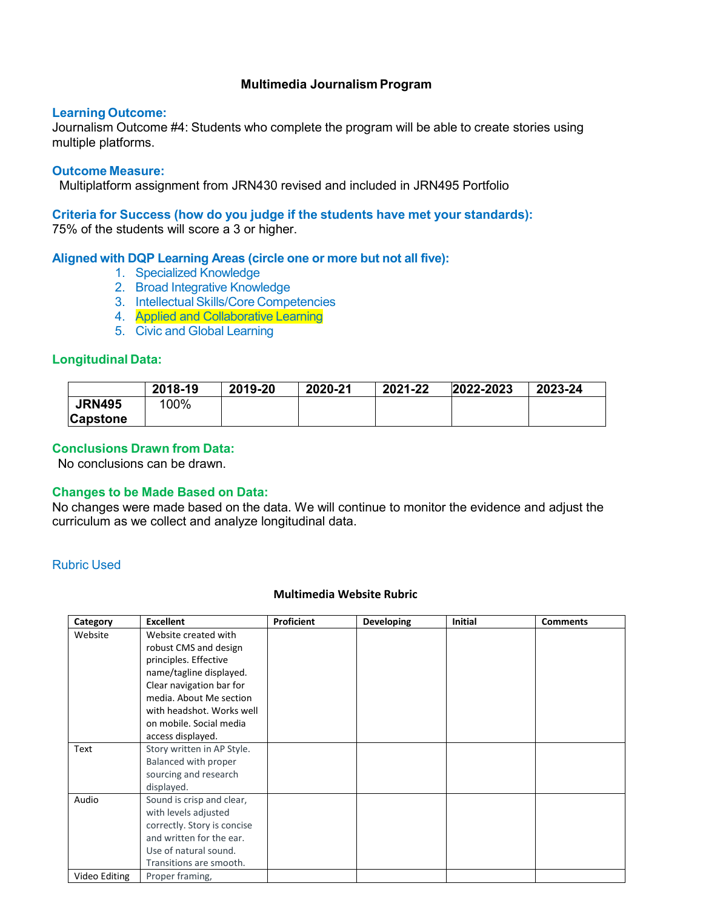# Multimedia Journalism Program

**Learning Outcome:**

Journalism Outcome #4: Students who complete the program will be able to create stories using multiple platforms.

**Outcome Measure:**

Multiplatform assignment from JRN430 revised and included in JRN495 Portfolio

**Criteria for Success (how do you judge if the students have met your standards):**

75% of the students will score a 3 or higher.

**Aligned with DQP Learning Areas (circle one or more but not all five):**

1. Specialized Knowledge
2. Broad Integrative Knowledge
3. Intellectual Skills/Core Competencies
4. Applied and Collaborative Learning
5. Civic and Global Learning

**Longitudinal Data:**

| | 2018-19 | 2019-20 | 2020-21 | 2021-22 | 2022-2023 | 2023-24 |
|---|---|---|---|---|---|---|
| JRN495 Capstone | 100% | | | | | |

**Conclusions Drawn from Data:**

No conclusions can be drawn.

**Changes to be Made Based on Data:**

No changes were made based on the data. We will continue to monitor the evidence and adjust the curriculum as we collect and analyze longitudinal data.

Rubric Used

**Multimedia Website Rubric**

| Category | Excellent | Proficient | Developing | Initial | Comments |
|---|---|---|---|---|---|
| Website | Website created with robust CMS and design principles. Effective name/tagline displayed. Clear navigation bar for media. About Me section with headshot. Works well on mobile. Social media access displayed. | | | | |
| Text | Story written in AP Style. Balanced with proper sourcing and research displayed. | | | | |
| Audio | Sound is crisp and clear, with levels adjusted correctly. Story is concise and written for the ear. Use of natural sound. Transitions are smooth. | | | | |
| Video Editing | Proper framing, | | | | |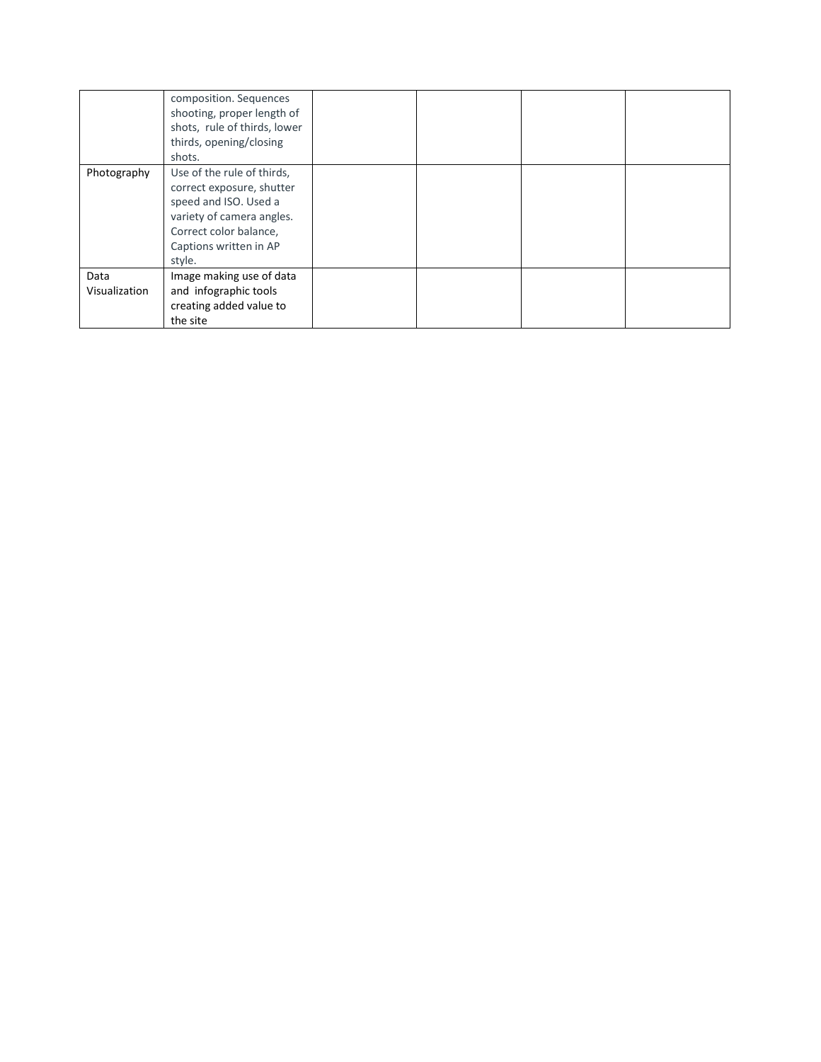| | | | | | |
|---|---|---|---|---|---|
| | composition. Sequences shooting, proper length of shots, rule of thirds, lower thirds, opening/closing shots. | | | | |
| Photography | Use of the rule of thirds, correct exposure, shutter speed and ISO. Used a variety of camera angles. Correct color balance, Captions written in AP style. | | | | |
| Data Visualization | Image making use of data and infographic tools creating added value to the site | | | | |